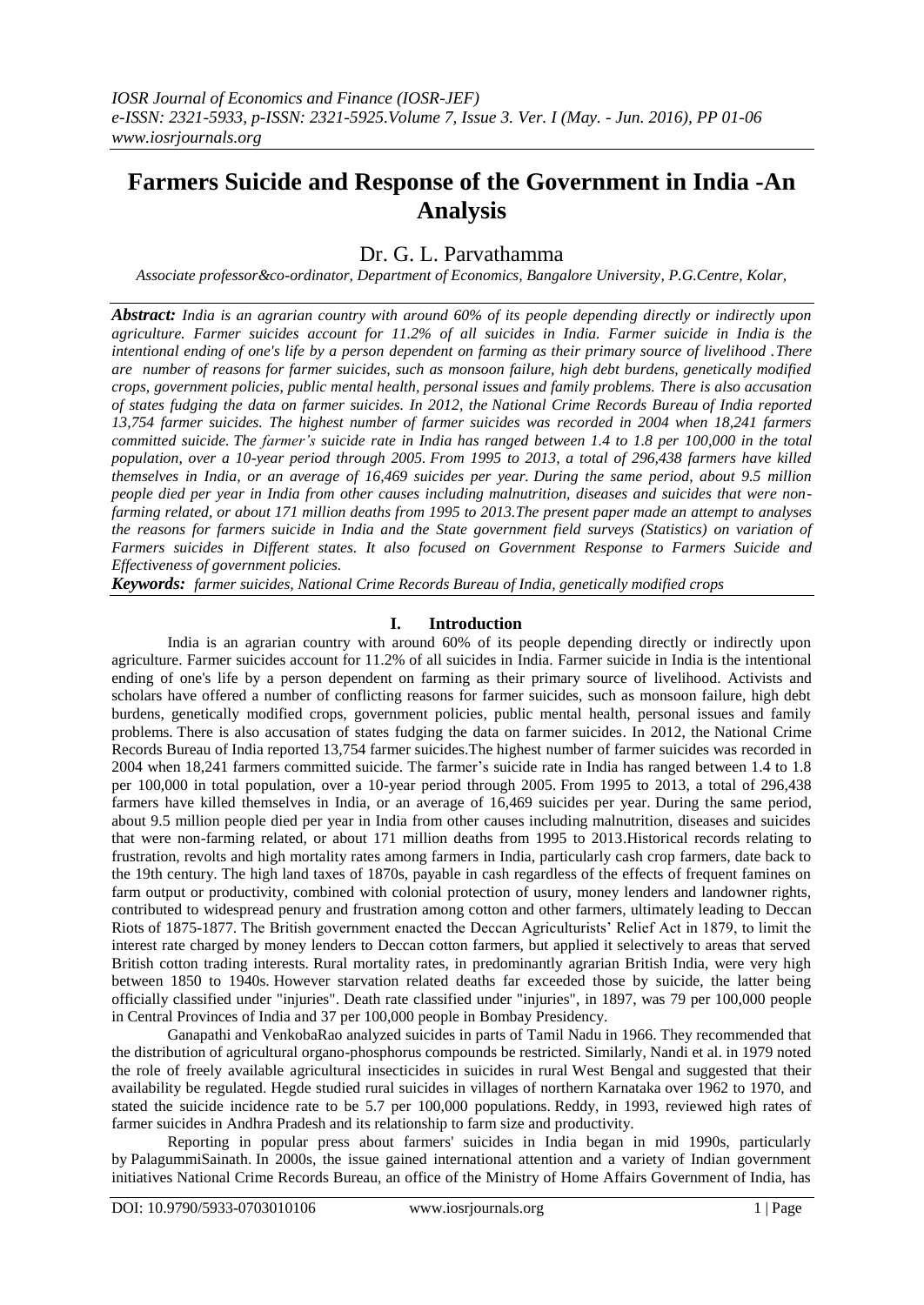# Farmers Suicide and Response of the Government in India -An Analysis

Dr. G. L. Parvathamma

*Associate professor&co-ordinator, Department of Economics, Bangalore University, P.G.Centre, Kolar,*

***Abstract:*** *India is an agrarian country with around 60% of its people depending directly or indirectly upon agriculture. Farmer suicides account for 11.2% of all suicides in India. Farmer suicide in India is the intentional ending of one's life by a person dependent on farming as their primary source of livelihood .There are number of reasons for farmer suicides, such as monsoon failure, high debt burdens, genetically modified crops, government policies, public mental health, personal issues and family problems. There is also accusation of states fudging the data on farmer suicides. In 2012, the National Crime Records Bureau of India reported 13,754 farmer suicides. The highest number of farmer suicides was recorded in 2004 when 18,241 farmers committed suicide. The farmer's suicide rate in India has ranged between 1.4 to 1.8 per 100,000 in the total population, over a 10-year period through 2005. From 1995 to 2013, a total of 296,438 farmers have killed themselves in India, or an average of 16,469 suicides per year. During the same period, about 9.5 million people died per year in India from other causes including malnutrition, diseases and suicides that were non-farming related, or about 171 million deaths from 1995 to 2013.The present paper made an attempt to analyses the reasons for farmers suicide in India and the State government field surveys (Statistics) on variation of Farmers suicides in Different states. It also focused on Government Response to Farmers Suicide and Effectiveness of government policies.*

***Keywords:*** *farmer suicides, National Crime Records Bureau of India, genetically modified crops*

## I. Introduction

India is an agrarian country with around 60% of its people depending directly or indirectly upon agriculture. Farmer suicides account for 11.2% of all suicides in India. Farmer suicide in India is the intentional ending of one's life by a person dependent on farming as their primary source of livelihood. Activists and scholars have offered a number of conflicting reasons for farmer suicides, such as monsoon failure, high debt burdens, genetically modified crops, government policies, public mental health, personal issues and family problems. There is also accusation of states fudging the data on farmer suicides. In 2012, the National Crime Records Bureau of India reported 13,754 farmer suicides.The highest number of farmer suicides was recorded in 2004 when 18,241 farmers committed suicide. The farmer's suicide rate in India has ranged between 1.4 to 1.8 per 100,000 in total population, over a 10-year period through 2005. From 1995 to 2013, a total of 296,438 farmers have killed themselves in India, or an average of 16,469 suicides per year. During the same period, about 9.5 million people died per year in India from other causes including malnutrition, diseases and suicides that were non-farming related, or about 171 million deaths from 1995 to 2013.Historical records relating to frustration, revolts and high mortality rates among farmers in India, particularly cash crop farmers, date back to the 19th century. The high land taxes of 1870s, payable in cash regardless of the effects of frequent famines on farm output or productivity, combined with colonial protection of usury, money lenders and landowner rights, contributed to widespread penury and frustration among cotton and other farmers, ultimately leading to Deccan Riots of 1875-1877. The British government enacted the Deccan Agriculturists' Relief Act in 1879, to limit the interest rate charged by money lenders to Deccan cotton farmers, but applied it selectively to areas that served British cotton trading interests. Rural mortality rates, in predominantly agrarian British India, were very high between 1850 to 1940s. However starvation related deaths far exceeded those by suicide, the latter being officially classified under "injuries". Death rate classified under "injuries", in 1897, was 79 per 100,000 people in Central Provinces of India and 37 per 100,000 people in Bombay Presidency.

Ganapathi and VenkobaRao analyzed suicides in parts of Tamil Nadu in 1966. They recommended that the distribution of agricultural organo-phosphorus compounds be restricted. Similarly, Nandi et al. in 1979 noted the role of freely available agricultural insecticides in suicides in rural West Bengal and suggested that their availability be regulated. Hegde studied rural suicides in villages of northern Karnataka over 1962 to 1970, and stated the suicide incidence rate to be 5.7 per 100,000 populations. Reddy, in 1993, reviewed high rates of farmer suicides in Andhra Pradesh and its relationship to farm size and productivity.

Reporting in popular press about farmers' suicides in India began in mid 1990s, particularly by PalagummiSainath. In 2000s, the issue gained international attention and a variety of Indian government initiatives National Crime Records Bureau, an office of the Ministry of Home Affairs Government of India, has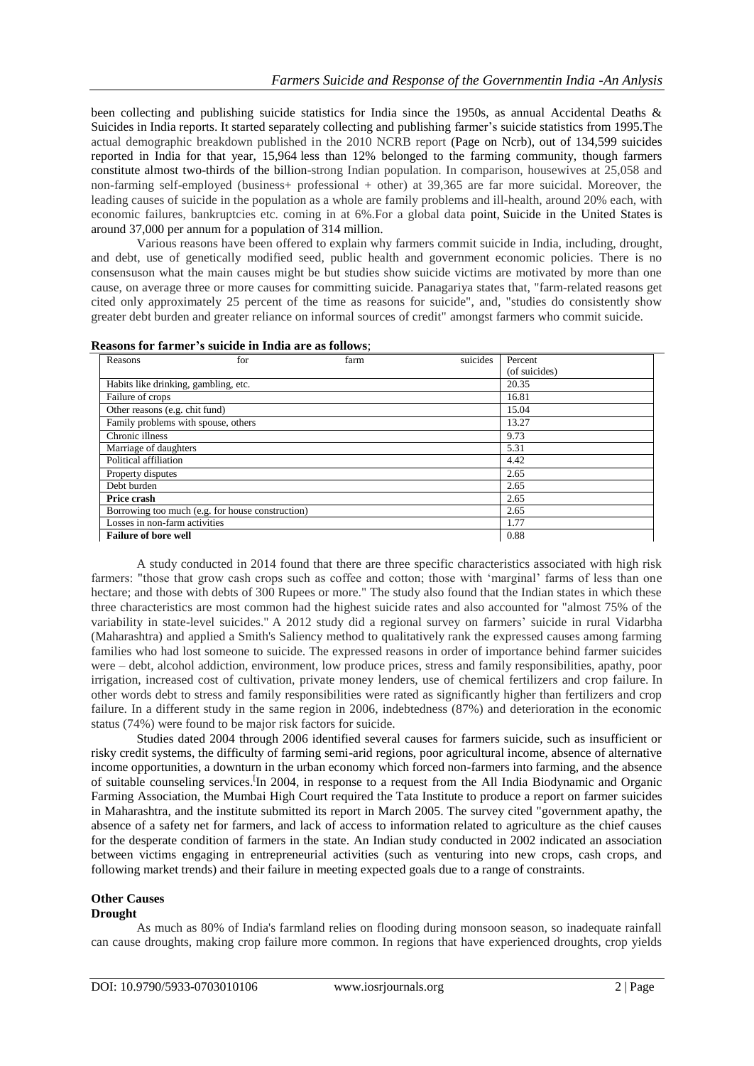been collecting and publishing suicide statistics for India since the 1950s, as annual Accidental Deaths & Suicides in India reports. It started separately collecting and publishing farmer's suicide statistics from 1995.The actual demographic breakdown published in the 2010 NCRB report (Page on Ncrb), out of 134,599 suicides reported in India for that year, 15,964 less than 12% belonged to the farming community, though farmers constitute almost two-thirds of the billion-strong Indian population. In comparison, housewives at 25,058 and non-farming self-employed (business+ professional + other) at 39,365 are far more suicidal. Moreover, the leading causes of suicide in the population as a whole are family problems and ill-health, around 20% each, with economic failures, bankruptcies etc. coming in at 6%.For a global data point, Suicide in the United States is around 37,000 per annum for a population of 314 million.

Various reasons have been offered to explain why farmers commit suicide in India, including, drought, and debt, use of genetically modified seed, public health and government economic policies. There is no consensuson what the main causes might be but studies show suicide victims are motivated by more than one cause, on average three or more causes for committing suicide. Panagariya states that, "farm-related reasons get cited only approximately 25 percent of the time as reasons for suicide", and, "studies do consistently show greater debt burden and greater reliance on informal sources of credit" amongst farmers who commit suicide.

**Reasons for farmer's suicide in India are as follows**;

| Reasons for farm suicides | Percent (of suicides) |
|---|---|
| Habits like drinking, gambling, etc. | 20.35 |
| Failure of crops | 16.81 |
| Other reasons (e.g. chit fund) | 15.04 |
| Family problems with spouse, others | 13.27 |
| Chronic illness | 9.73 |
| Marriage of daughters | 5.31 |
| Political affiliation | 4.42 |
| Property disputes | 2.65 |
| Debt burden | 2.65 |
| **Price crash** | 2.65 |
| Borrowing too much (e.g. for house construction) | 2.65 |
| Losses in non-farm activities | 1.77 |
| **Failure of bore well** | 0.88 |

A study conducted in 2014 found that there are three specific characteristics associated with high risk farmers: "those that grow cash crops such as coffee and cotton; those with 'marginal' farms of less than one hectare; and those with debts of 300 Rupees or more." The study also found that the Indian states in which these three characteristics are most common had the highest suicide rates and also accounted for "almost 75% of the variability in state-level suicides." A 2012 study did a regional survey on farmers' suicide in rural Vidarbha (Maharashtra) and applied a Smith's Saliency method to qualitatively rank the expressed causes among farming families who had lost someone to suicide. The expressed reasons in order of importance behind farmer suicides were – debt, alcohol addiction, environment, low produce prices, stress and family responsibilities, apathy, poor irrigation, increased cost of cultivation, private money lenders, use of chemical fertilizers and crop failure. In other words debt to stress and family responsibilities were rated as significantly higher than fertilizers and crop failure. In a different study in the same region in 2006, indebtedness (87%) and deterioration in the economic status (74%) were found to be major risk factors for suicide.

Studies dated 2004 through 2006 identified several causes for farmers suicide, such as insufficient or risky credit systems, the difficulty of farming semi-arid regions, poor agricultural income, absence of alternative income opportunities, a downturn in the urban economy which forced non-farmers into farming, and the absence of suitable counseling services.[In 2004, in response to a request from the All India Biodynamic and Organic Farming Association, the Mumbai High Court required the Tata Institute to produce a report on farmer suicides in Maharashtra, and the institute submitted its report in March 2005. The survey cited "government apathy, the absence of a safety net for farmers, and lack of access to information related to agriculture as the chief causes for the desperate condition of farmers in the state. An Indian study conducted in 2002 indicated an association between victims engaging in entrepreneurial activities (such as venturing into new crops, cash crops, and following market trends) and their failure in meeting expected goals due to a range of constraints.

### Other Causes

#### Drought

As much as 80% of India's farmland relies on flooding during monsoon season, so inadequate rainfall can cause droughts, making crop failure more common. In regions that have experienced droughts, crop yields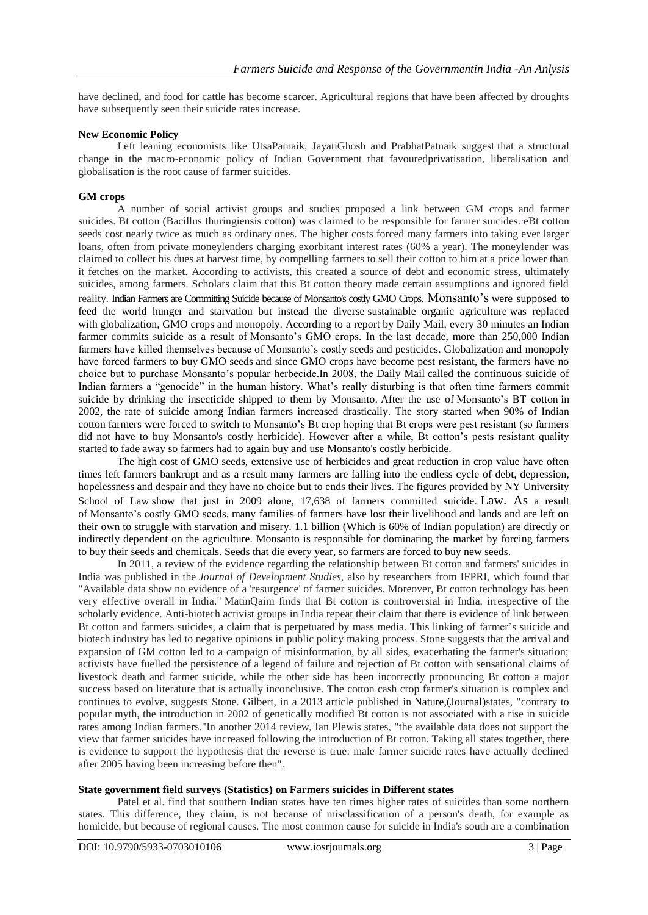have declined, and food for cattle has become scarcer. Agricultural regions that have been affected by droughts have subsequently seen their suicide rates increase.

**New Economic Policy**

Left leaning economists like UtsaPatnaik, JayatiGhosh and PrabhatPatnaik suggest that a structural change in the macro-economic policy of Indian Government that favouredprivatisation, liberalisation and globalisation is the root cause of farmer suicides.

**GM crops**

A number of social activist groups and studies proposed a link between GM crops and farmer suicides. Bt cotton (Bacillus thuringiensis cotton) was claimed to be responsible for farmer suicides.[eBt cotton seeds cost nearly twice as much as ordinary ones. The higher costs forced many farmers into taking ever larger loans, often from private moneylenders charging exorbitant interest rates (60% a year). The moneylender was claimed to collect his dues at harvest time, by compelling farmers to sell their cotton to him at a price lower than it fetches on the market. According to activists, this created a source of debt and economic stress, ultimately suicides, among farmers. Scholars claim that this Bt cotton theory made certain assumptions and ignored field reality. Indian Farmers are Committing Suicide because of Monsanto's costly GMO Crops. Monsanto's were supposed to feed the world hunger and starvation but instead the diverse sustainable organic agriculture was replaced with globalization, GMO crops and monopoly. According to a report by Daily Mail, every 30 minutes an Indian farmer commits suicide as a result of Monsanto's GMO crops. In the last decade, more than 250,000 Indian farmers have killed themselves because of Monsanto's costly seeds and pesticides. Globalization and monopoly have forced farmers to buy GMO seeds and since GMO crops have become pest resistant, the farmers have no choice but to purchase Monsanto's popular herbecide.In 2008, the Daily Mail called the continuous suicide of Indian farmers a "genocide" in the human history. What's really disturbing is that often time farmers commit suicide by drinking the insecticide shipped to them by Monsanto. After the use of Monsanto's BT cotton in 2002, the rate of suicide among Indian farmers increased drastically. The story started when 90% of Indian cotton farmers were forced to switch to Monsanto's Bt crop hoping that Bt crops were pest resistant (so farmers did not have to buy Monsanto's costly herbicide). However after a while, Bt cotton's pests resistant quality started to fade away so farmers had to again buy and use Monsanto's costly herbicide.

The high cost of GMO seeds, extensive use of herbicides and great reduction in crop value have often times left farmers bankrupt and as a result many farmers are falling into the endless cycle of debt, depression, hopelessness and despair and they have no choice but to ends their lives. The figures provided by NY University School of Law show that just in 2009 alone, 17,638 of farmers committed suicide. Law. As a result of Monsanto's costly GMO seeds, many families of farmers have lost their livelihood and lands and are left on their own to struggle with starvation and misery. 1.1 billion (Which is 60% of Indian population) are directly or indirectly dependent on the agriculture. Monsanto is responsible for dominating the market by forcing farmers to buy their seeds and chemicals. Seeds that die every year, so farmers are forced to buy new seeds.

In 2011, a review of the evidence regarding the relationship between Bt cotton and farmers' suicides in India was published in the *Journal of Development Studies*, also by researchers from IFPRI, which found that "Available data show no evidence of a 'resurgence' of farmer suicides. Moreover, Bt cotton technology has been very effective overall in India." MatinQaim finds that Bt cotton is controversial in India, irrespective of the scholarly evidence. Anti-biotech activist groups in India repeat their claim that there is evidence of link between Bt cotton and farmers suicides, a claim that is perpetuated by mass media. This linking of farmer's suicide and biotech industry has led to negative opinions in public policy making process. Stone suggests that the arrival and expansion of GM cotton led to a campaign of misinformation, by all sides, exacerbating the farmer's situation; activists have fuelled the persistence of a legend of failure and rejection of Bt cotton with sensational claims of livestock death and farmer suicide, while the other side has been incorrectly pronouncing Bt cotton a major success based on literature that is actually inconclusive. The cotton cash crop farmer's situation is complex and continues to evolve, suggests Stone. Gilbert, in a 2013 article published in Nature,(Journal)states, "contrary to popular myth, the introduction in 2002 of genetically modified Bt cotton is not associated with a rise in suicide rates among Indian farmers."In another 2014 review, Ian Plewis states, "the available data does not support the view that farmer suicides have increased following the introduction of Bt cotton. Taking all states together, there is evidence to support the hypothesis that the reverse is true: male farmer suicide rates have actually declined after 2005 having been increasing before then".

**State government field surveys (Statistics) on Farmers suicides in Different states**

Patel et al. find that southern Indian states have ten times higher rates of suicides than some northern states. This difference, they claim, is not because of misclassification of a person's death, for example as homicide, but because of regional causes. The most common cause for suicide in India's south are a combination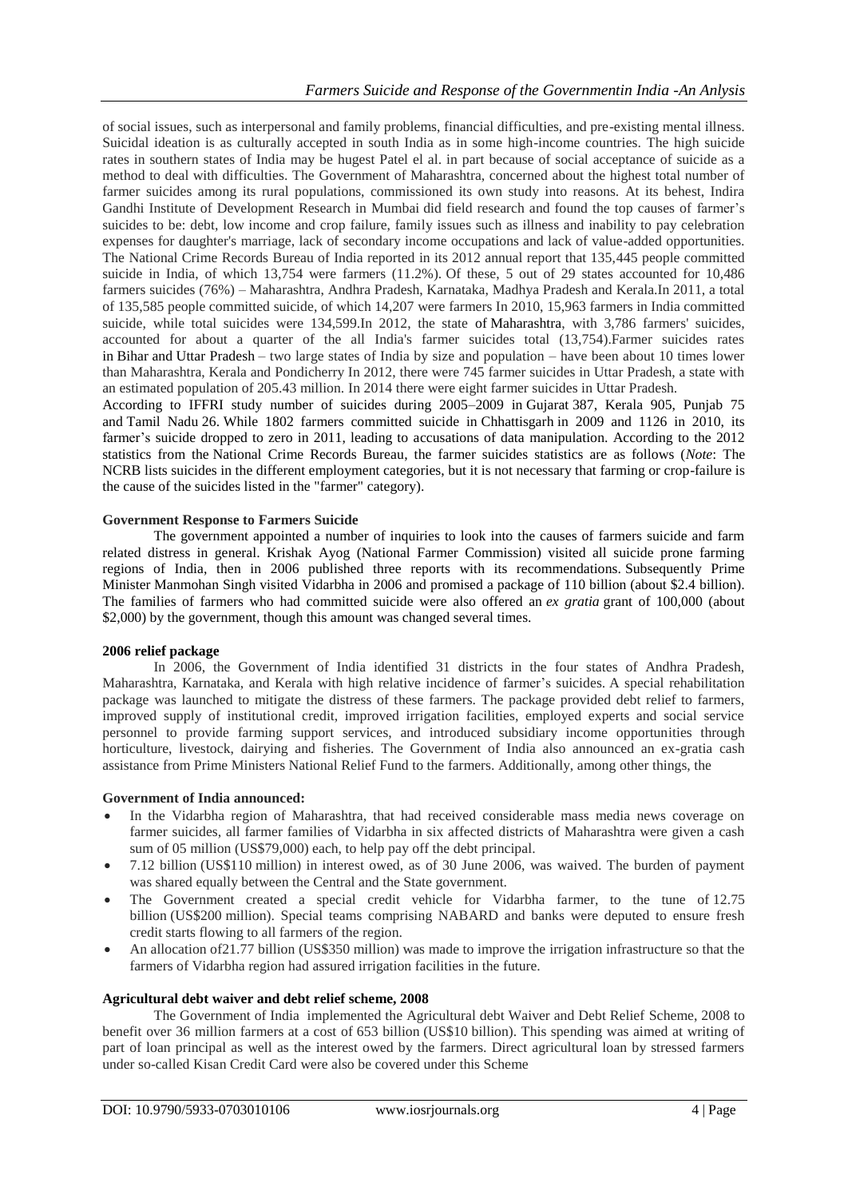of social issues, such as interpersonal and family problems, financial difficulties, and pre-existing mental illness. Suicidal ideation is as culturally accepted in south India as in some high-income countries. The high suicide rates in southern states of India may be hugest Patel el al. in part because of social acceptance of suicide as a method to deal with difficulties. The Government of Maharashtra, concerned about the highest total number of farmer suicides among its rural populations, commissioned its own study into reasons. At its behest, Indira Gandhi Institute of Development Research in Mumbai did field research and found the top causes of farmer's suicides to be: debt, low income and crop failure, family issues such as illness and inability to pay celebration expenses for daughter's marriage, lack of secondary income occupations and lack of value-added opportunities. The National Crime Records Bureau of India reported in its 2012 annual report that 135,445 people committed suicide in India, of which 13,754 were farmers (11.2%). Of these, 5 out of 29 states accounted for 10,486 farmers suicides (76%) – Maharashtra, Andhra Pradesh, Karnataka, Madhya Pradesh and Kerala.In 2011, a total of 135,585 people committed suicide, of which 14,207 were farmers In 2010, 15,963 farmers in India committed suicide, while total suicides were 134,599.In 2012, the state of Maharashtra, with 3,786 farmers' suicides, accounted for about a quarter of the all India's farmer suicides total (13,754).Farmer suicides rates in Bihar and Uttar Pradesh – two large states of India by size and population – have been about 10 times lower than Maharashtra, Kerala and Pondicherry In 2012, there were 745 farmer suicides in Uttar Pradesh, a state with an estimated population of 205.43 million. In 2014 there were eight farmer suicides in Uttar Pradesh.

According to IFFRI study number of suicides during 2005–2009 in Gujarat 387, Kerala 905, Punjab 75 and Tamil Nadu 26. While 1802 farmers committed suicide in Chhattisgarh in 2009 and 1126 in 2010, its farmer's suicide dropped to zero in 2011, leading to accusations of data manipulation. According to the 2012 statistics from the National Crime Records Bureau, the farmer suicides statistics are as follows (*Note*: The NCRB lists suicides in the different employment categories, but it is not necessary that farming or crop-failure is the cause of the suicides listed in the "farmer" category).

**Government Response to Farmers Suicide**

The government appointed a number of inquiries to look into the causes of farmers suicide and farm related distress in general. Krishak Ayog (National Farmer Commission) visited all suicide prone farming regions of India, then in 2006 published three reports with its recommendations. Subsequently Prime Minister Manmohan Singh visited Vidarbha in 2006 and promised a package of 110 billion (about $2.4 billion). The families of farmers who had committed suicide were also offered an *ex gratia* grant of 100,000 (about $2,000) by the government, though this amount was changed several times.

**2006 relief package**

In 2006, the Government of India identified 31 districts in the four states of Andhra Pradesh, Maharashtra, Karnataka, and Kerala with high relative incidence of farmer's suicides. A special rehabilitation package was launched to mitigate the distress of these farmers. The package provided debt relief to farmers, improved supply of institutional credit, improved irrigation facilities, employed experts and social service personnel to provide farming support services, and introduced subsidiary income opportunities through horticulture, livestock, dairying and fisheries. The Government of India also announced an ex-gratia cash assistance from Prime Ministers National Relief Fund to the farmers. Additionally, among other things, the

**Government of India announced:**

- In the Vidarbha region of Maharashtra, that had received considerable mass media news coverage on farmer suicides, all farmer families of Vidarbha in six affected districts of Maharashtra were given a cash sum of 05 million (US$79,000) each, to help pay off the debt principal.
- 7.12 billion (US$110 million) in interest owed, as of 30 June 2006, was waived. The burden of payment was shared equally between the Central and the State government.
- The Government created a special credit vehicle for Vidarbha farmer, to the tune of 12.75 billion (US$200 million). Special teams comprising NABARD and banks were deputed to ensure fresh credit starts flowing to all farmers of the region.
- An allocation of21.77 billion (US$350 million) was made to improve the irrigation infrastructure so that the farmers of Vidarbha region had assured irrigation facilities in the future.

**Agricultural debt waiver and debt relief scheme, 2008**

The Government of India implemented the Agricultural debt Waiver and Debt Relief Scheme, 2008 to benefit over 36 million farmers at a cost of 653 billion (US$10 billion). This spending was aimed at writing of part of loan principal as well as the interest owed by the farmers. Direct agricultural loan by stressed farmers under so-called Kisan Credit Card were also be covered under this Scheme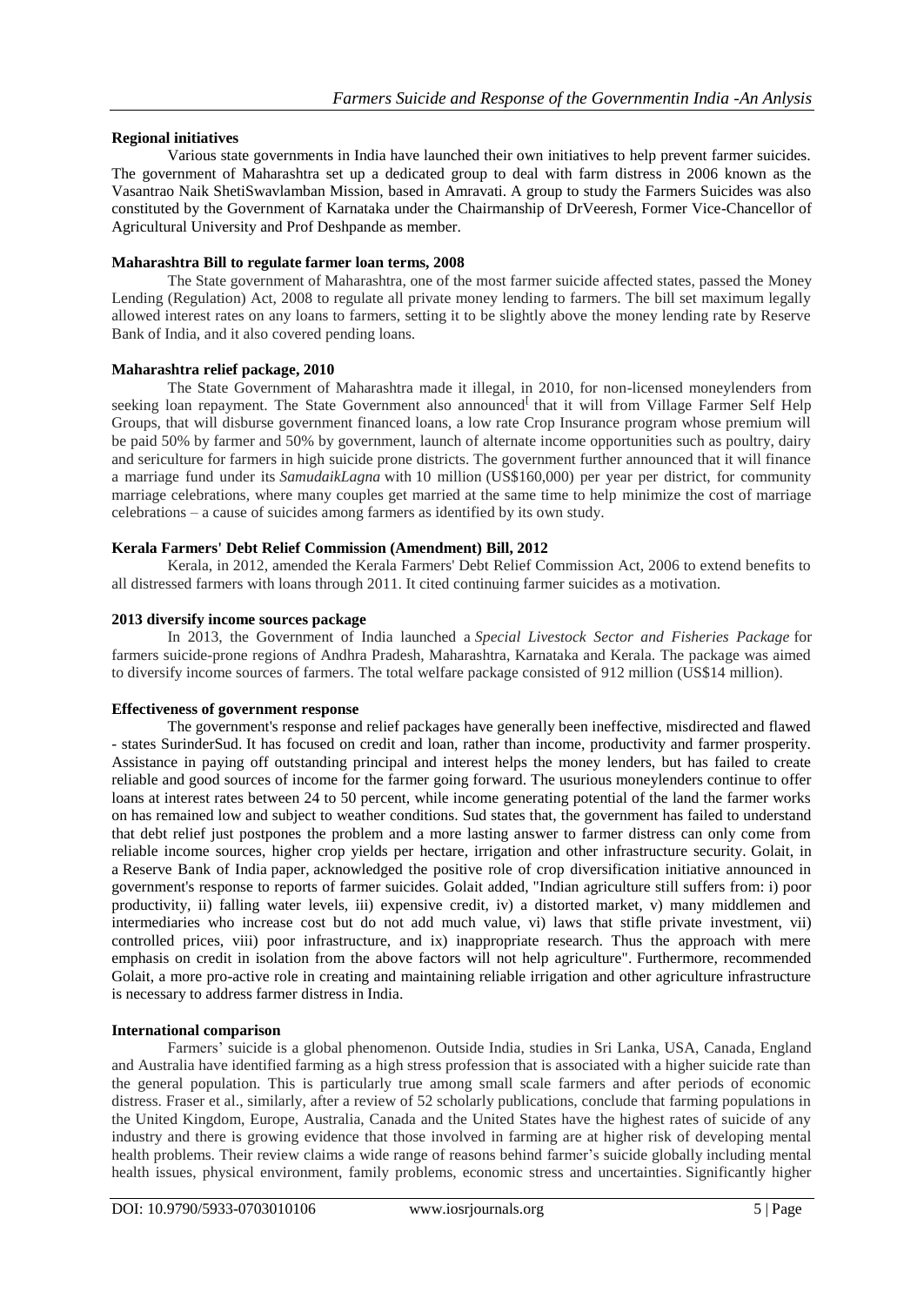**Regional initiatives**

Various state governments in India have launched their own initiatives to help prevent farmer suicides. The government of Maharashtra set up a dedicated group to deal with farm distress in 2006 known as the Vasantrao Naik ShetiSwavlamban Mission, based in Amravati. A group to study the Farmers Suicides was also constituted by the Government of Karnataka under the Chairmanship of DrVeeresh, Former Vice-Chancellor of Agricultural University and Prof Deshpande as member.

**Maharashtra Bill to regulate farmer loan terms, 2008**

The State government of Maharashtra, one of the most farmer suicide affected states, passed the Money Lending (Regulation) Act, 2008 to regulate all private money lending to farmers. The bill set maximum legally allowed interest rates on any loans to farmers, setting it to be slightly above the money lending rate by Reserve Bank of India, and it also covered pending loans.

**Maharashtra relief package, 2010**

The State Government of Maharashtra made it illegal, in 2010, for non-licensed moneylenders from seeking loan repayment. The State Government also announced[ that it will from Village Farmer Self Help Groups, that will disburse government financed loans, a low rate Crop Insurance program whose premium will be paid 50% by farmer and 50% by government, launch of alternate income opportunities such as poultry, dairy and sericulture for farmers in high suicide prone districts. The government further announced that it will finance a marriage fund under its *SamudaikLagna* with 10 million (US$160,000) per year per district, for community marriage celebrations, where many couples get married at the same time to help minimize the cost of marriage celebrations – a cause of suicides among farmers as identified by its own study.

**Kerala Farmers' Debt Relief Commission (Amendment) Bill, 2012**

Kerala, in 2012, amended the Kerala Farmers' Debt Relief Commission Act, 2006 to extend benefits to all distressed farmers with loans through 2011. It cited continuing farmer suicides as a motivation.

**2013 diversify income sources package**

In 2013, the Government of India launched a *Special Livestock Sector and Fisheries Package* for farmers suicide-prone regions of Andhra Pradesh, Maharashtra, Karnataka and Kerala. The package was aimed to diversify income sources of farmers. The total welfare package consisted of 912 million (US$14 million).

**Effectiveness of government response**

The government's response and relief packages have generally been ineffective, misdirected and flawed - states SurinderSud. It has focused on credit and loan, rather than income, productivity and farmer prosperity. Assistance in paying off outstanding principal and interest helps the money lenders, but has failed to create reliable and good sources of income for the farmer going forward. The usurious moneylenders continue to offer loans at interest rates between 24 to 50 percent, while income generating potential of the land the farmer works on has remained low and subject to weather conditions. Sud states that, the government has failed to understand that debt relief just postpones the problem and a more lasting answer to farmer distress can only come from reliable income sources, higher crop yields per hectare, irrigation and other infrastructure security. Golait, in a Reserve Bank of India paper, acknowledged the positive role of crop diversification initiative announced in government's response to reports of farmer suicides. Golait added, "Indian agriculture still suffers from: i) poor productivity, ii) falling water levels, iii) expensive credit, iv) a distorted market, v) many middlemen and intermediaries who increase cost but do not add much value, vi) laws that stifle private investment, vii) controlled prices, viii) poor infrastructure, and ix) inappropriate research. Thus the approach with mere emphasis on credit in isolation from the above factors will not help agriculture". Furthermore, recommended Golait, a more pro-active role in creating and maintaining reliable irrigation and other agriculture infrastructure is necessary to address farmer distress in India.

**International comparison**

Farmers' suicide is a global phenomenon. Outside India, studies in Sri Lanka, USA, Canada, England and Australia have identified farming as a high stress profession that is associated with a higher suicide rate than the general population. This is particularly true among small scale farmers and after periods of economic distress. Fraser et al., similarly, after a review of 52 scholarly publications, conclude that farming populations in the United Kingdom, Europe, Australia, Canada and the United States have the highest rates of suicide of any industry and there is growing evidence that those involved in farming are at higher risk of developing mental health problems. Their review claims a wide range of reasons behind farmer's suicide globally including mental health issues, physical environment, family problems, economic stress and uncertainties. Significantly higher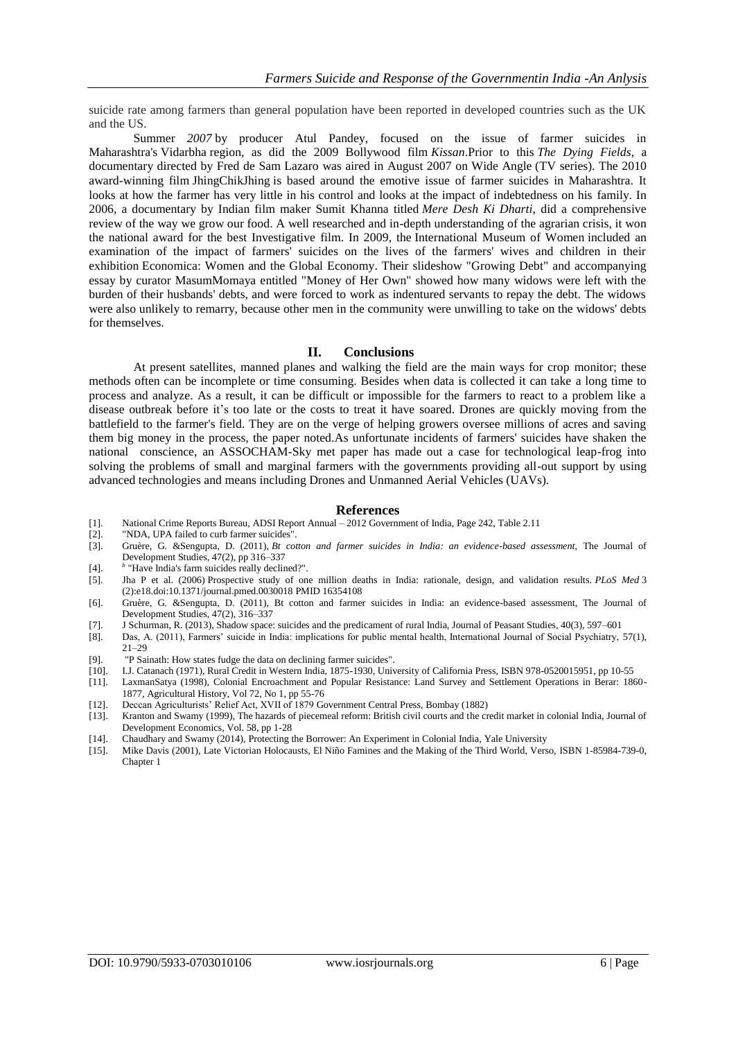suicide rate among farmers than general population have been reported in developed countries such as the UK and the US.

Summer *2007* by producer Atul Pandey, focused on the issue of farmer suicides in Maharashtra's Vidarbha region, as did the 2009 Bollywood film *Kissan*.Prior to this *The Dying Fields*, a documentary directed by Fred de Sam Lazaro was aired in August 2007 on Wide Angle (TV series). The 2010 award-winning film JhingChikJhing is based around the emotive issue of farmer suicides in Maharashtra. It looks at how the farmer has very little in his control and looks at the impact of indebtedness on his family. In 2006, a documentary by Indian film maker Sumit Khanna titled *Mere Desh Ki Dharti*, did a comprehensive review of the way we grow our food. A well researched and in-depth understanding of the agrarian crisis, it won the national award for the best Investigative film. In 2009, the International Museum of Women included an examination of the impact of farmers' suicides on the lives of the farmers' wives and children in their exhibition Economica: Women and the Global Economy. Their slideshow "Growing Debt" and accompanying essay by curator MasumMomaya entitled "Money of Her Own" showed how many widows were left with the burden of their husbands' debts, and were forced to work as indentured servants to repay the debt. The widows were also unlikely to remarry, because other men in the community were unwilling to take on the widows' debts for themselves.

## II. Conclusions

At present satellites, manned planes and walking the field are the main ways for crop monitor; these methods often can be incomplete or time consuming. Besides when data is collected it can take a long time to process and analyze. As a result, it can be difficult or impossible for the farmers to react to a problem like a disease outbreak before it's too late or the costs to treat it have soared. Drones are quickly moving from the battlefield to the farmer's field. They are on the verge of helping growers oversee millions of acres and saving them big money in the process, the paper noted.As unfortunate incidents of farmers' suicides have shaken the national conscience, an ASSOCHAM-Sky met paper has made out a case for technological leap-frog into solving the problems of small and marginal farmers with the governments providing all-out support by using advanced technologies and means including Drones and Unmanned Aerial Vehicles (UAVs).

## References

[1]. National Crime Reports Bureau, ADSI Report Annual – 2012 Government of India, Page 242, Table 2.11

[2]. "NDA, UPA failed to curb farmer suicides".

[3]. Gruère, G. &Sengupta, D. (2011), *Bt cotton and farmer suicides in India: an evidence-based assessment*, The Journal of Development Studies, 47(2), pp 316–337

[4]. [b] "Have India's farm suicides really declined?".

[5]. Jha P et al. (2006) Prospective study of one million deaths in India: rationale, design, and validation results. *PLoS Med* 3 (2):e18.doi:10.1371/journal.pmed.0030018 PMID 16354108

[6]. Gruère, G. &Sengupta, D. (2011), Bt cotton and farmer suicides in India: an evidence-based assessment, The Journal of Development Studies, 47(2), 316–337

[7]. J Schurman, R. (2013), Shadow space: suicides and the predicament of rural India, Journal of Peasant Studies, 40(3), 597–601

[8]. Das, A. (2011), Farmers' suicide in India: implications for public mental health, International Journal of Social Psychiatry, 57(1), 21–29

[9]. "P Sainath: How states fudge the data on declining farmer suicides".

[10]. I.J. Catanach (1971), Rural Credit in Western India, 1875-1930, University of California Press, ISBN 978-0520015951, pp 10-55

[11]. LaxmanSatya (1998), Colonial Encroachment and Popular Resistance: Land Survey and Settlement Operations in Berar: 1860-1877, Agricultural History, Vol 72, No 1, pp 55-76

[12]. Deccan Agriculturists' Relief Act, XVII of 1879 Government Central Press, Bombay (1882)

[13]. Kranton and Swamy (1999), The hazards of piecemeal reform: British civil courts and the credit market in colonial India, Journal of Development Economics, Vol. 58, pp 1-28

[14]. Chaudhary and Swamy (2014), Protecting the Borrower: An Experiment in Colonial India, Yale University

[15]. Mike Davis (2001), Late Victorian Holocausts, El Niño Famines and the Making of the Third World, Verso, ISBN 1-85984-739-0, Chapter 1